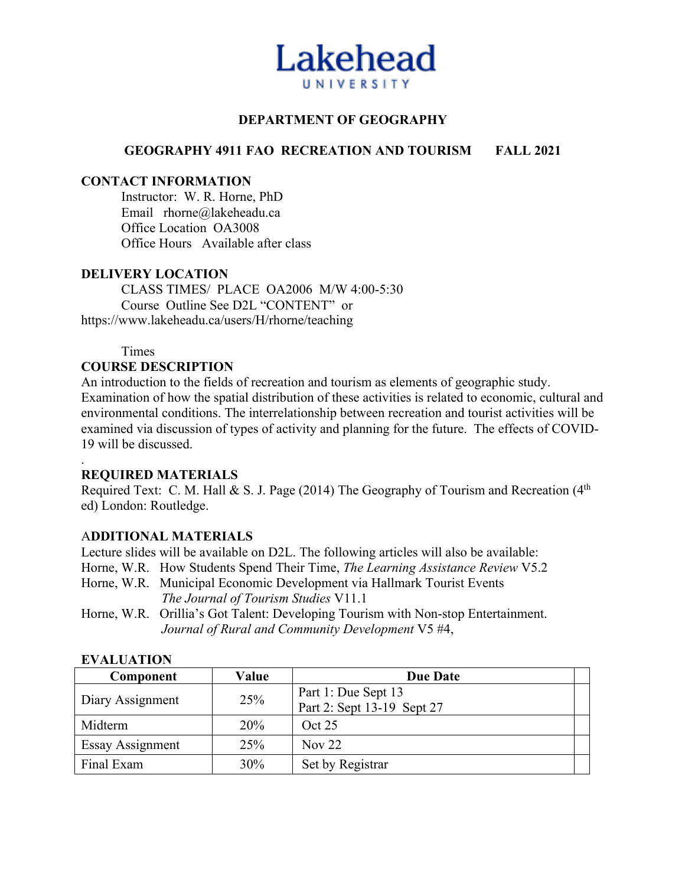Lakehead UNIVERSITY

## DEPARTMENT OF GEOGRAPHY

## GEOGRAPHY 4911 FAO RECREATION AND TOURISM FALL 2021

### CONTACT INFORMATION

Instructor: W. R. Horne, PhD
Email rhorne@lakeheadu.ca
Office Location OA3008
Office Hours Available after class

### DELIVERY LOCATION

CLASS TIMES/ PLACE OA2006 M/W 4:00-5:30
Course Outline See D2L "CONTENT" or
https://www.lakeheadu.ca/users/H/rhorne/teaching

Times

### COURSE DESCRIPTION

An introduction to the fields of recreation and tourism as elements of geographic study. Examination of how the spatial distribution of these activities is related to economic, cultural and environmental conditions. The interrelationship between recreation and tourist activities will be examined via discussion of types of activity and planning for the future. The effects of COVID-19 will be discussed.

.

### REQUIRED MATERIALS

Required Text: C. M. Hall & S. J. Page (2014) The Geography of Tourism and Recreation (4th ed) London: Routledge.

### ADDITIONAL MATERIALS

Lecture slides will be available on D2L. The following articles will also be available:

Horne, W.R. How Students Spend Their Time, *The Learning Assistance Review* V5.2
Horne, W.R. Municipal Economic Development via Hallmark Tourist Events *The Journal of Tourism Studies* V11.1
Horne, W.R. Orillia's Got Talent: Developing Tourism with Non-stop Entertainment. *Journal of Rural and Community Development* V5 #4,

### EVALUATION

| Component | Value | Due Date | |
|---|---|---|---|
| Diary Assignment | 25% | Part 1: Due Sept 13<br>Part 2: Sept 13-19 Sept 27 | |
| Midterm | 20% | Oct 25 | |
| Essay Assignment | 25% | Nov 22 | |
| Final Exam | 30% | Set by Registrar | |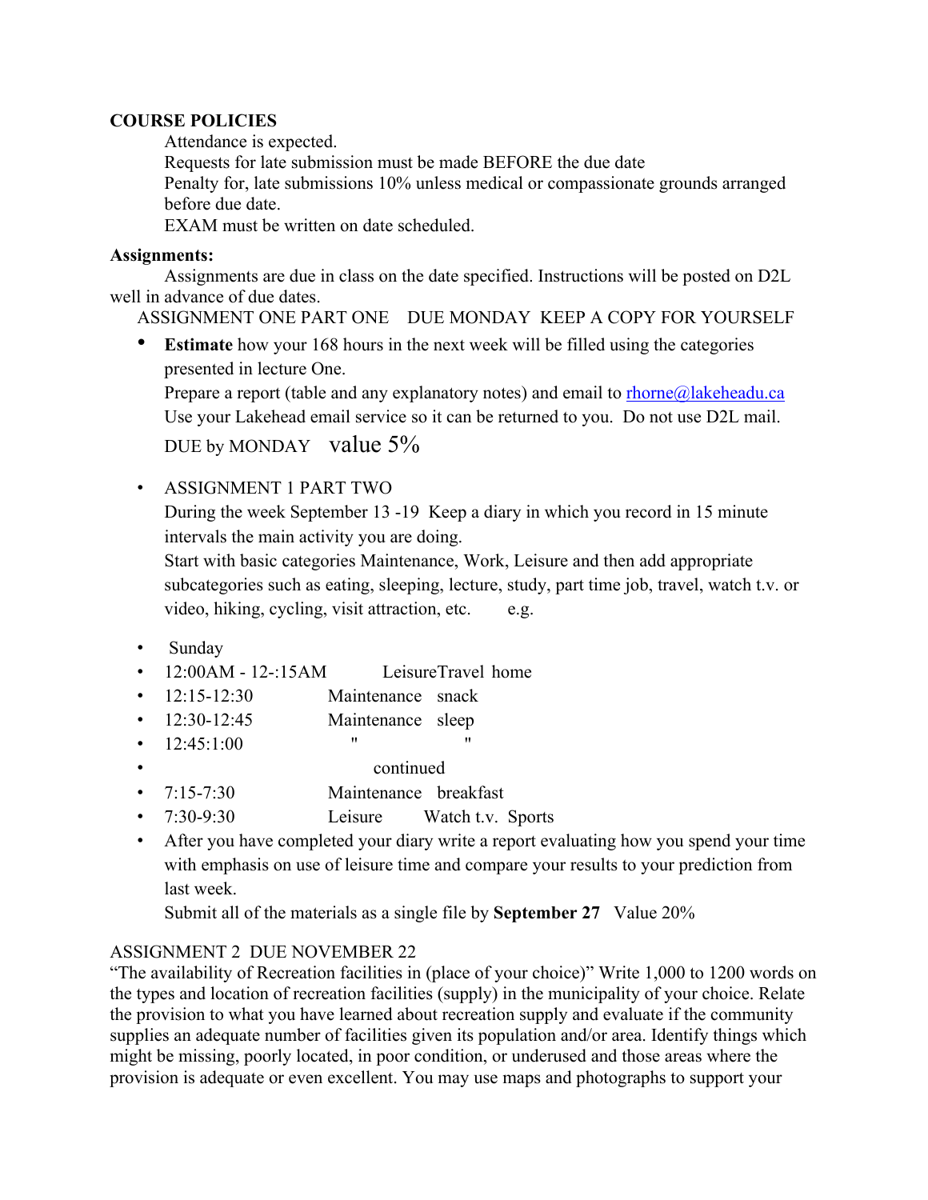**COURSE POLICIES**

Attendance is expected.
Requests for late submission must be made BEFORE the due date
Penalty for, late submissions 10% unless medical or compassionate grounds arranged before due date.
EXAM must be written on date scheduled.

**Assignments:**

Assignments are due in class on the date specified. Instructions will be posted on D2L well in advance of due dates.

ASSIGNMENT ONE PART ONE DUE MONDAY KEEP A COPY FOR YOURSELF

- **Estimate** how your 168 hours in the next week will be filled using the categories presented in lecture One.
  Prepare a report (table and any explanatory notes) and email to rhorne@lakeheadu.ca
  Use your Lakehead email service so it can be returned to you. Do not use D2L mail.
  DUE by MONDAY value 5%

- ASSIGNMENT 1 PART TWO
  During the week September 13 -19 Keep a diary in which you record in 15 minute intervals the main activity you are doing.
  Start with basic categories Maintenance, Work, Leisure and then add appropriate subcategories such as eating, sleeping, lecture, study, part time job, travel, watch t.v. or video, hiking, cycling, visit attraction, etc. e.g.

- Sunday
- 12:00AM - 12-:15AM LeisureTravel home
- 12:15-12:30 Maintenance snack
- 12:30-12:45 Maintenance sleep
- 12:45:1:00 " "
- continued
- 7:15-7:30 Maintenance breakfast
- 7:30-9:30 Leisure Watch t.v. Sports
- After you have completed your diary write a report evaluating how you spend your time with emphasis on use of leisure time and compare your results to your prediction from last week.
  Submit all of the materials as a single file by **September 27** Value 20%

ASSIGNMENT 2 DUE NOVEMBER 22

"The availability of Recreation facilities in (place of your choice)" Write 1,000 to 1200 words on the types and location of recreation facilities (supply) in the municipality of your choice. Relate the provision to what you have learned about recreation supply and evaluate if the community supplies an adequate number of facilities given its population and/or area. Identify things which might be missing, poorly located, in poor condition, or underused and those areas where the provision is adequate or even excellent. You may use maps and photographs to support your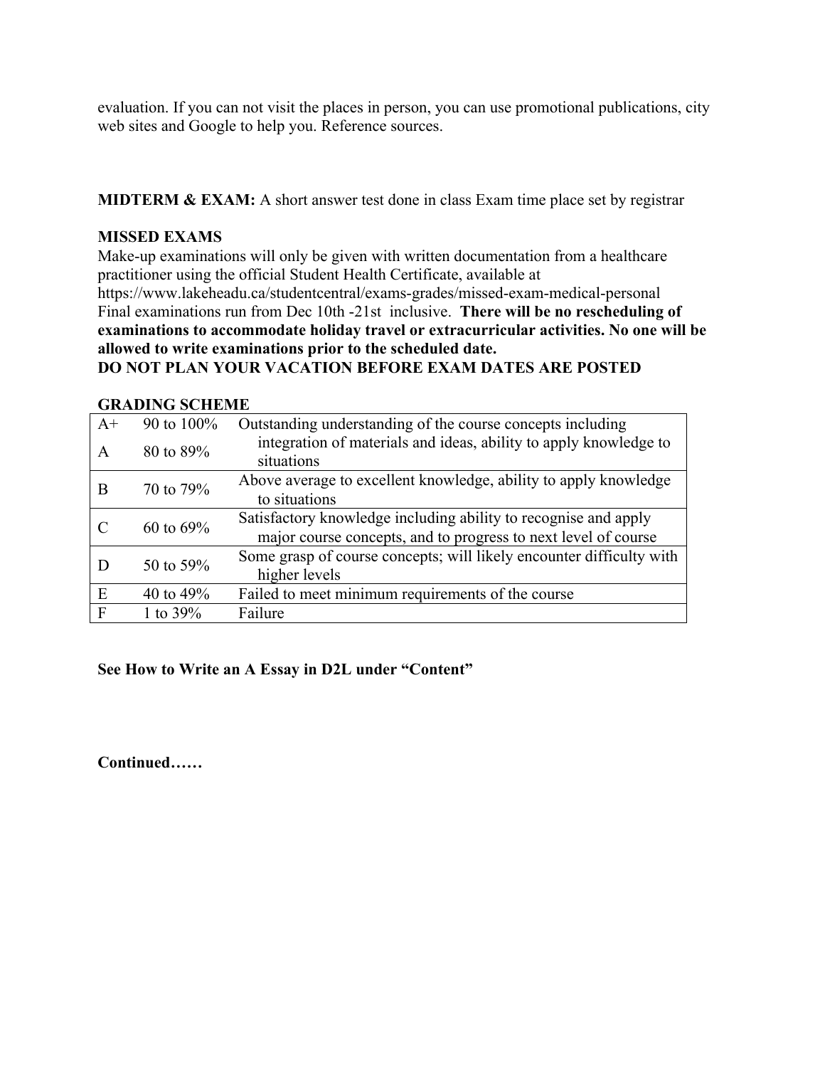evaluation. If you can not visit the places in person, you can use promotional publications, city web sites and Google to help you. Reference sources.

**MIDTERM & EXAM:** A short answer test done in class Exam time place set by registrar

**MISSED EXAMS**

Make-up examinations will only be given with written documentation from a healthcare practitioner using the official Student Health Certificate, available at https://www.lakeheadu.ca/studentcentral/exams-grades/missed-exam-medical-personal

Final examinations run from Dec 10th -21st inclusive. **There will be no rescheduling of examinations to accommodate holiday travel or extracurricular activities. No one will be allowed to write examinations prior to the scheduled date.**

**DO NOT PLAN YOUR VACATION BEFORE EXAM DATES ARE POSTED**

**GRADING SCHEME**

| Grade | Range | Description |
|---|---|---|
| A+ | 90 to 100% | Outstanding understanding of the course concepts including integration of materials and ideas, ability to apply knowledge to situations |
| A | 80 to 89% | |
| B | 70 to 79% | Above average to excellent knowledge, ability to apply knowledge to situations |
| C | 60 to 69% | Satisfactory knowledge including ability to recognise and apply major course concepts, and to progress to next level of course |
| D | 50 to 59% | Some grasp of course concepts; will likely encounter difficulty with higher levels |
| E | 40 to 49% | Failed to meet minimum requirements of the course |
| F | 1 to 39% | Failure |

**See How to Write an A Essay in D2L under "Content"**

**Continued……**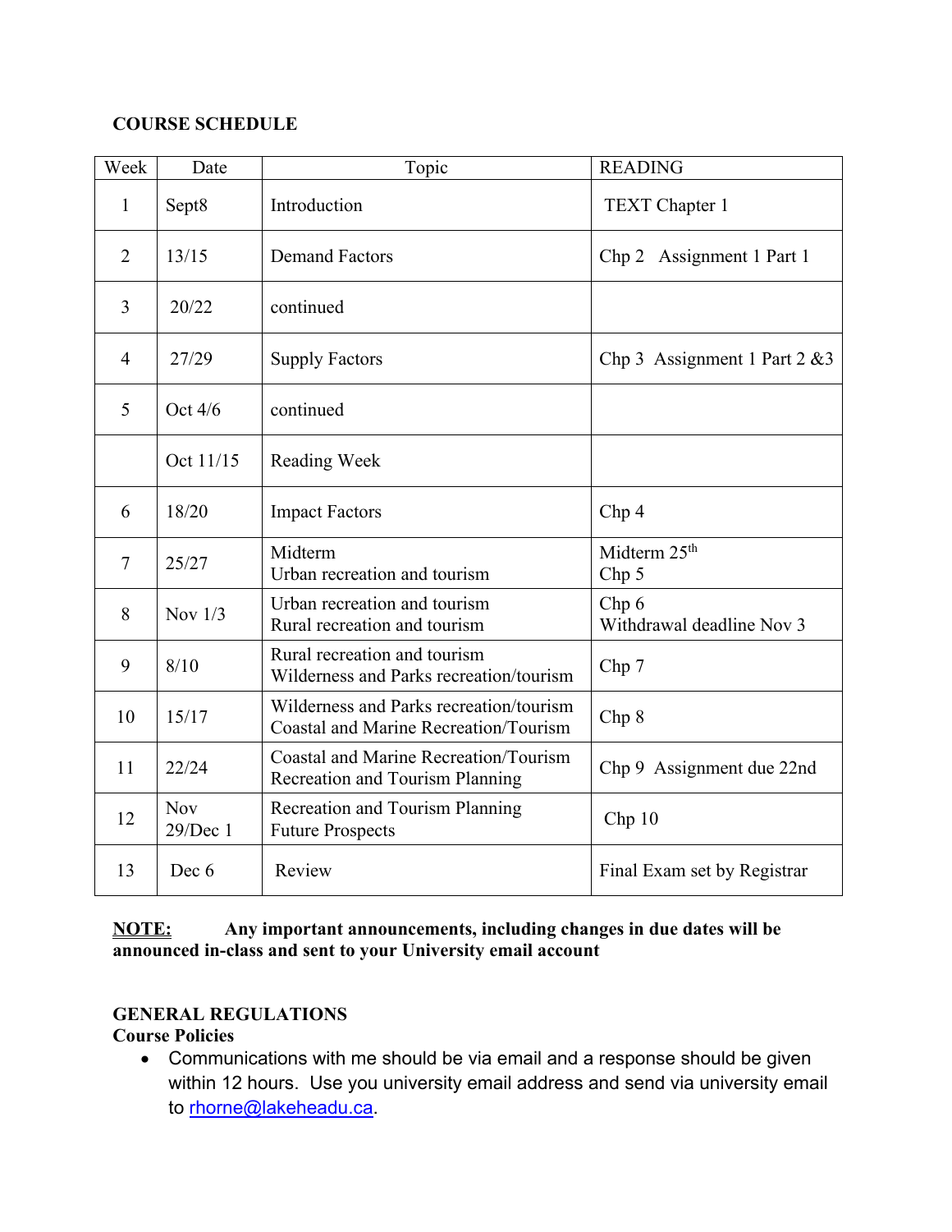**COURSE SCHEDULE**

| Week | Date | Topic | READING |
|---|---|---|---|
| 1 | Sept8 | Introduction | TEXT Chapter 1 |
| 2 | 13/15 | Demand Factors | Chp 2 Assignment 1 Part 1 |
| 3 | 20/22 | continued | |
| 4 | 27/29 | Supply Factors | Chp 3 Assignment 1 Part 2 &3 |
| 5 | Oct 4/6 | continued | |
| | Oct 11/15 | Reading Week | |
| 6 | 18/20 | Impact Factors | Chp 4 |
| 7 | 25/27 | Midterm<br>Urban recreation and tourism | Midterm 25th<br>Chp 5 |
| 8 | Nov 1/3 | Urban recreation and tourism<br>Rural recreation and tourism | Chp 6<br>Withdrawal deadline Nov 3 |
| 9 | 8/10 | Rural recreation and tourism<br>Wilderness and Parks recreation/tourism | Chp 7 |
| 10 | 15/17 | Wilderness and Parks recreation/tourism<br>Coastal and Marine Recreation/Tourism | Chp 8 |
| 11 | 22/24 | Coastal and Marine Recreation/Tourism<br>Recreation and Tourism Planning | Chp 9 Assignment due 22nd |
| 12 | Nov 29/Dec 1 | Recreation and Tourism Planning<br>Future Prospects | Chp 10 |
| 13 | Dec 6 | Review | Final Exam set by Registrar |

**NOTE:** **Any important announcements, including changes in due dates will be announced in-class and sent to your University email account**

**GENERAL REGULATIONS**

**Course Policies**

- Communications with me should be via email and a response should be given within 12 hours. Use you university email address and send via university email to rhorne@lakeheadu.ca.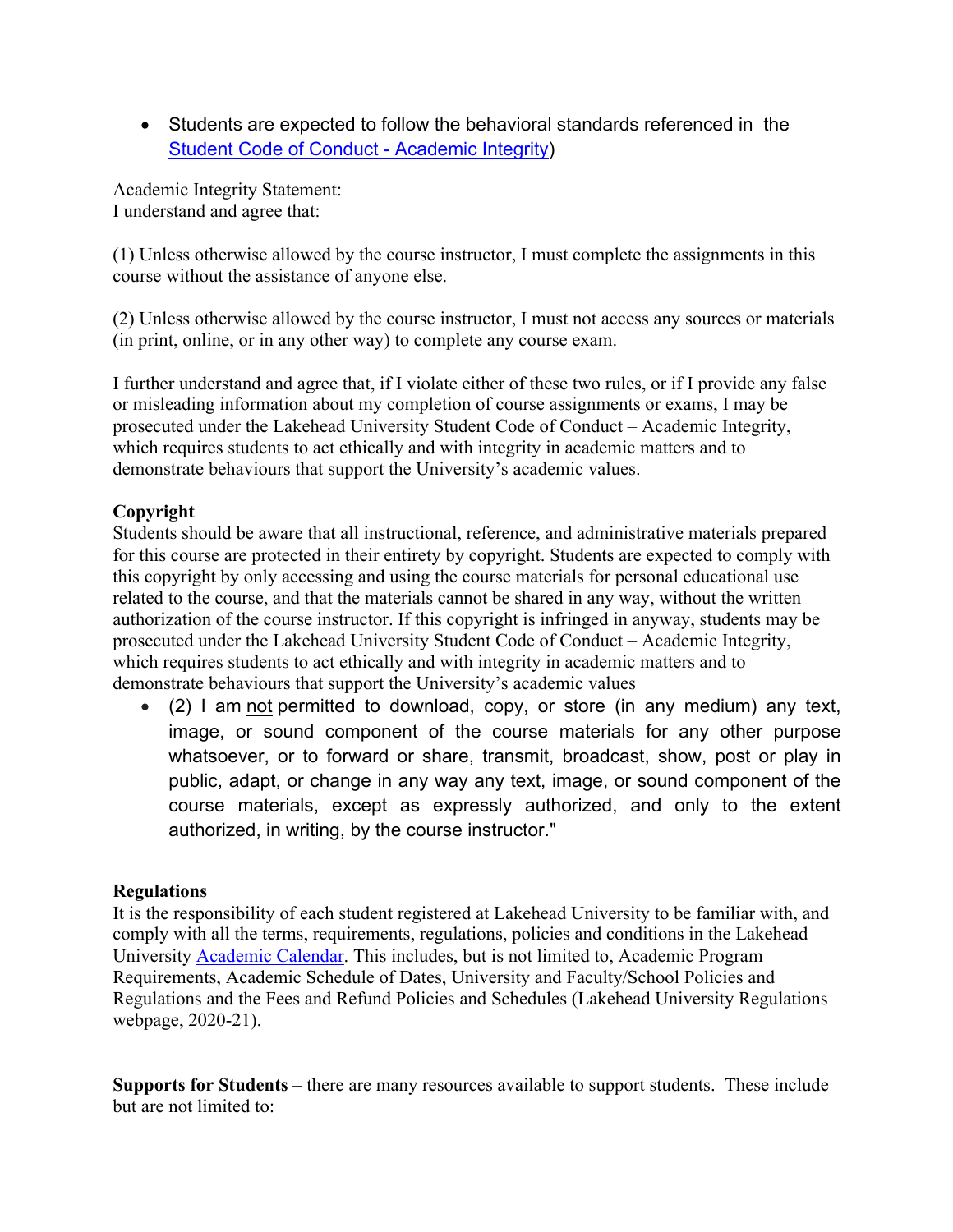- Students are expected to follow the behavioral standards referenced in the [Student Code of Conduct - Academic Integrity](Student Code of Conduct - Academic Integrity))

Academic Integrity Statement:
I understand and agree that:

(1) Unless otherwise allowed by the course instructor, I must complete the assignments in this course without the assistance of anyone else.

(2) Unless otherwise allowed by the course instructor, I must not access any sources or materials (in print, online, or in any other way) to complete any course exam.

I further understand and agree that, if I violate either of these two rules, or if I provide any false or misleading information about my completion of course assignments or exams, I may be prosecuted under the Lakehead University Student Code of Conduct – Academic Integrity, which requires students to act ethically and with integrity in academic matters and to demonstrate behaviours that support the University's academic values.

**Copyright**
Students should be aware that all instructional, reference, and administrative materials prepared for this course are protected in their entirety by copyright. Students are expected to comply with this copyright by only accessing and using the course materials for personal educational use related to the course, and that the materials cannot be shared in any way, without the written authorization of the course instructor. If this copyright is infringed in anyway, students may be prosecuted under the Lakehead University Student Code of Conduct – Academic Integrity, which requires students to act ethically and with integrity in academic matters and to demonstrate behaviours that support the University's academic values

- (2) I am <u>not</u> permitted to download, copy, or store (in any medium) any text, image, or sound component of the course materials for any other purpose whatsoever, or to forward or share, transmit, broadcast, show, post or play in public, adapt, or change in any way any text, image, or sound component of the course materials, except as expressly authorized, and only to the extent authorized, in writing, by the course instructor."

**Regulations**
It is the responsibility of each student registered at Lakehead University to be familiar with, and comply with all the terms, requirements, regulations, policies and conditions in the Lakehead University [Academic Calendar](Academic Calendar). This includes, but is not limited to, Academic Program Requirements, Academic Schedule of Dates, University and Faculty/School Policies and Regulations and the Fees and Refund Policies and Schedules (Lakehead University Regulations webpage, 2020-21).

**Supports for Students** – there are many resources available to support students. These include but are not limited to: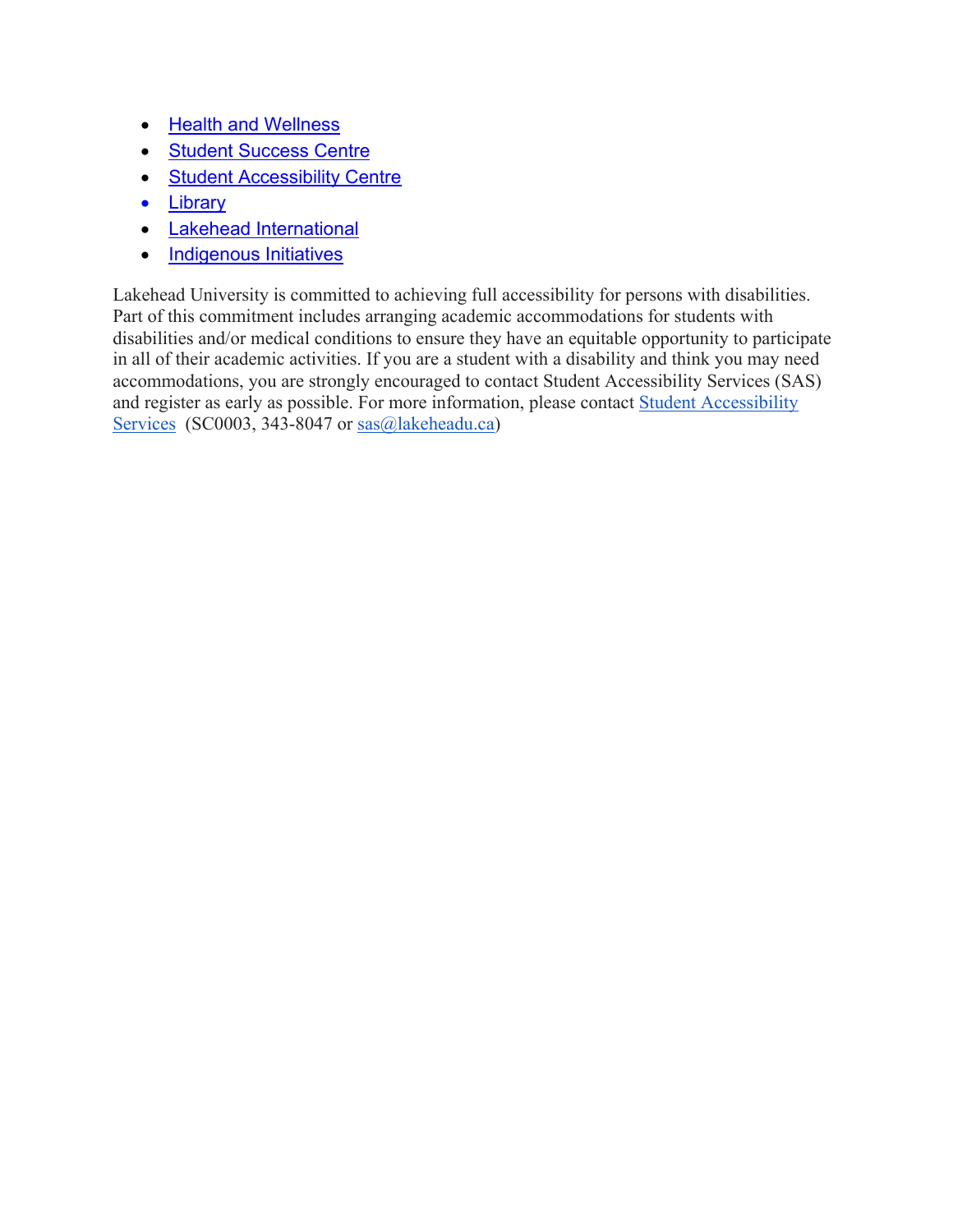- Health and Wellness
- Student Success Centre
- Student Accessibility Centre
- Library
- Lakehead International
- Indigenous Initiatives

Lakehead University is committed to achieving full accessibility for persons with disabilities. Part of this commitment includes arranging academic accommodations for students with disabilities and/or medical conditions to ensure they have an equitable opportunity to participate in all of their academic activities. If you are a student with a disability and think you may need accommodations, you are strongly encouraged to contact Student Accessibility Services (SAS) and register as early as possible. For more information, please contact Student Accessibility Services (SC0003, 343-8047 or sas@lakeheadu.ca)